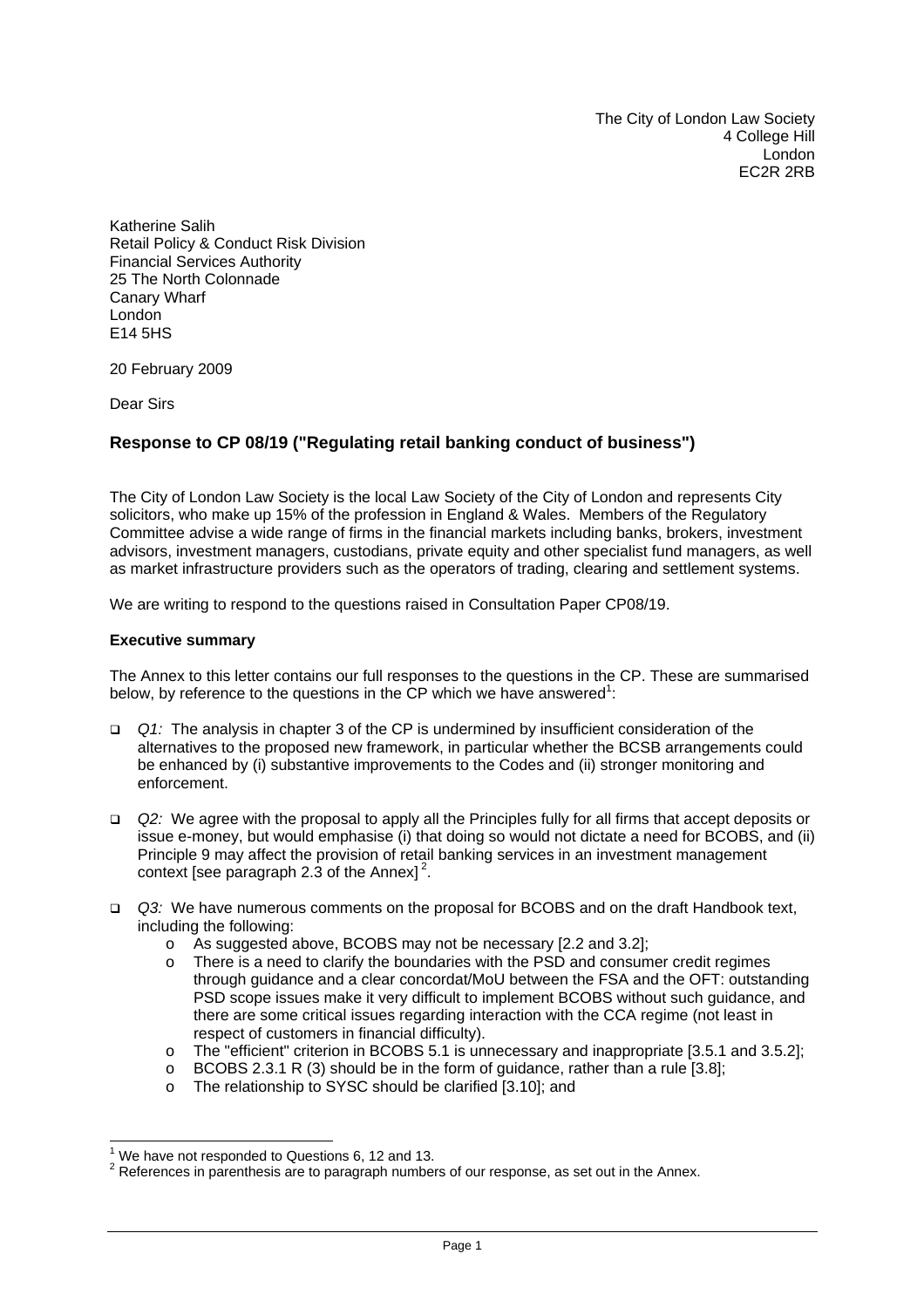The City of London Law Society
4 College Hill
London
EC2R 2RB

Katherine Salih
Retail Policy & Conduct Risk Division
Financial Services Authority
25 The North Colonnade
Canary Wharf
London
E14 5HS

20 February 2009

Dear Sirs

## Response to CP 08/19 ("Regulating retail banking conduct of business")

The City of London Law Society is the local Law Society of the City of London and represents City solicitors, who make up 15% of the profession in England & Wales. Members of the Regulatory Committee advise a wide range of firms in the financial markets including banks, brokers, investment advisors, investment managers, custodians, private equity and other specialist fund managers, as well as market infrastructure providers such as the operators of trading, clearing and settlement systems.

We are writing to respond to the questions raised in Consultation Paper CP08/19.

**Executive summary**

The Annex to this letter contains our full responses to the questions in the CP. These are summarised below, by reference to the questions in the CP which we have answered[1]:

- *Q1:* The analysis in chapter 3 of the CP is undermined by insufficient consideration of the alternatives to the proposed new framework, in particular whether the BCSB arrangements could be enhanced by (i) substantive improvements to the Codes and (ii) stronger monitoring and enforcement.
- *Q2:* We agree with the proposal to apply all the Principles fully for all firms that accept deposits or issue e-money, but would emphasise (i) that doing so would not dictate a need for BCOBS, and (ii) Principle 9 may affect the provision of retail banking services in an investment management context [see paragraph 2.3 of the Annex] [2].
- *Q3:* We have numerous comments on the proposal for BCOBS and on the draft Handbook text, including the following:
    - As suggested above, BCOBS may not be necessary [2.2 and 3.2];
    - There is a need to clarify the boundaries with the PSD and consumer credit regimes through guidance and a clear concordat/MoU between the FSA and the OFT: outstanding PSD scope issues make it very difficult to implement BCOBS without such guidance, and there are some critical issues regarding interaction with the CCA regime (not least in respect of customers in financial difficulty).
    - The "efficient" criterion in BCOBS 5.1 is unnecessary and inappropriate [3.5.1 and 3.5.2];
    - BCOBS 2.3.1 R (3) should be in the form of guidance, rather than a rule [3.8];
    - The relationship to SYSC should be clarified [3.10]; and

[1] We have not responded to Questions 6, 12 and 13.
[2] References in parenthesis are to paragraph numbers of our response, as set out in the Annex.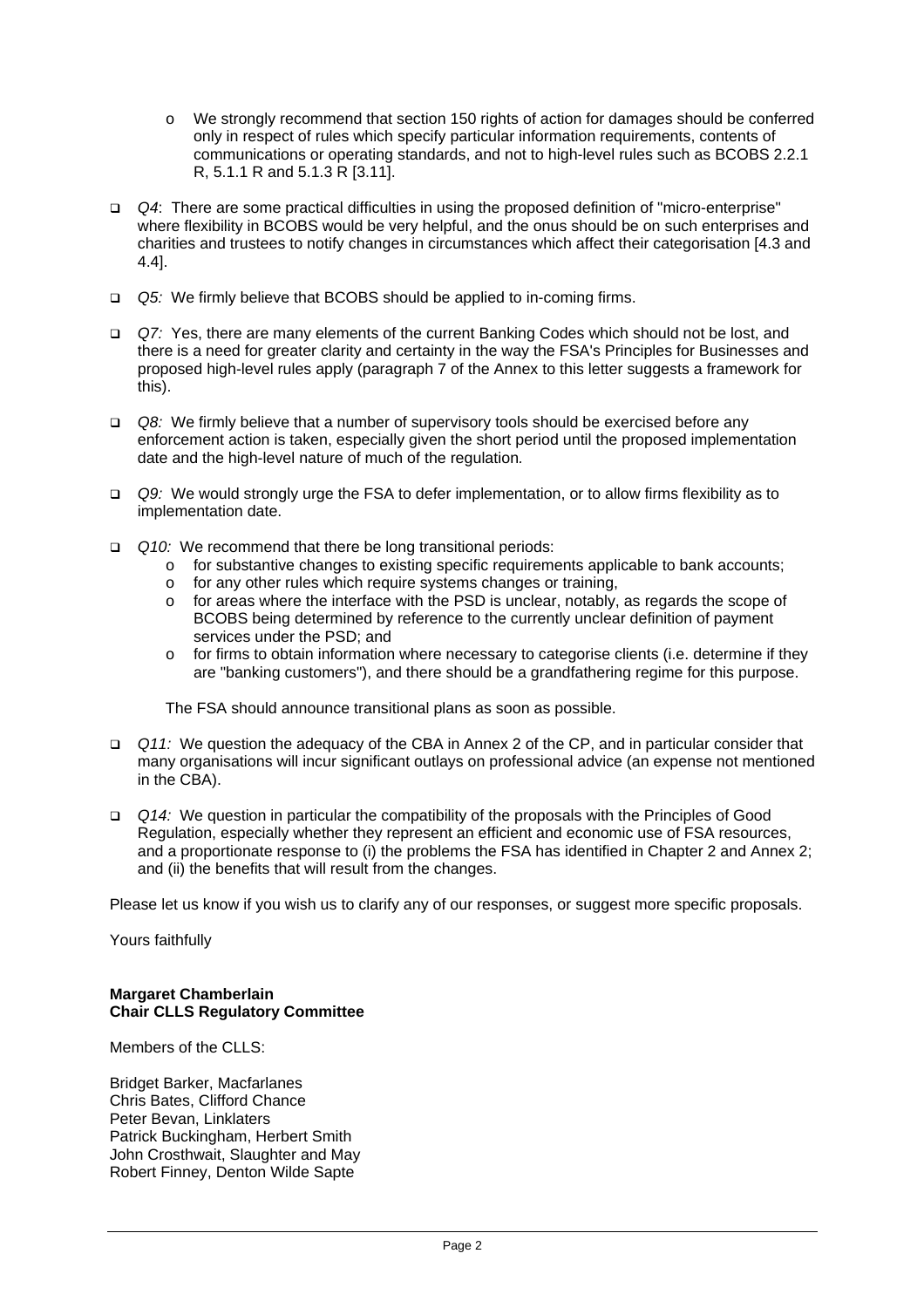- We strongly recommend that section 150 rights of action for damages should be conferred only in respect of rules which specify particular information requirements, contents of communications or operating standards, and not to high-level rules such as BCOBS 2.2.1 R, 5.1.1 R and 5.1.3 R [3.11].

- *Q4*: There are some practical difficulties in using the proposed definition of "micro-enterprise" where flexibility in BCOBS would be very helpful, and the onus should be on such enterprises and charities and trustees to notify changes in circumstances which affect their categorisation [4.3 and 4.4].

- *Q5:* We firmly believe that BCOBS should be applied to in-coming firms.

- *Q7:* Yes, there are many elements of the current Banking Codes which should not be lost, and there is a need for greater clarity and certainty in the way the FSA's Principles for Businesses and proposed high-level rules apply (paragraph 7 of the Annex to this letter suggests a framework for this).

- *Q8:* We firmly believe that a number of supervisory tools should be exercised before any enforcement action is taken, especially given the short period until the proposed implementation date and the high-level nature of much of the regulation.

- *Q9:* We would strongly urge the FSA to defer implementation, or to allow firms flexibility as to implementation date.

- *Q10:* We recommend that there be long transitional periods:
  - for substantive changes to existing specific requirements applicable to bank accounts;
  - for any other rules which require systems changes or training,
  - for areas where the interface with the PSD is unclear, notably, as regards the scope of BCOBS being determined by reference to the currently unclear definition of payment services under the PSD; and
  - for firms to obtain information where necessary to categorise clients (i.e. determine if they are "banking customers"), and there should be a grandfathering regime for this purpose.

  The FSA should announce transitional plans as soon as possible.

- *Q11:* We question the adequacy of the CBA in Annex 2 of the CP, and in particular consider that many organisations will incur significant outlays on professional advice (an expense not mentioned in the CBA).

- *Q14:* We question in particular the compatibility of the proposals with the Principles of Good Regulation, especially whether they represent an efficient and economic use of FSA resources, and a proportionate response to (i) the problems the FSA has identified in Chapter 2 and Annex 2; and (ii) the benefits that will result from the changes.

Please let us know if you wish us to clarify any of our responses, or suggest more specific proposals.

Yours faithfully

**Margaret Chamberlain**
**Chair CLLS Regulatory Committee**

Members of the CLLS:

Bridget Barker, Macfarlanes
Chris Bates, Clifford Chance
Peter Bevan, Linklaters
Patrick Buckingham, Herbert Smith
John Crosthwait, Slaughter and May
Robert Finney, Denton Wilde Sapte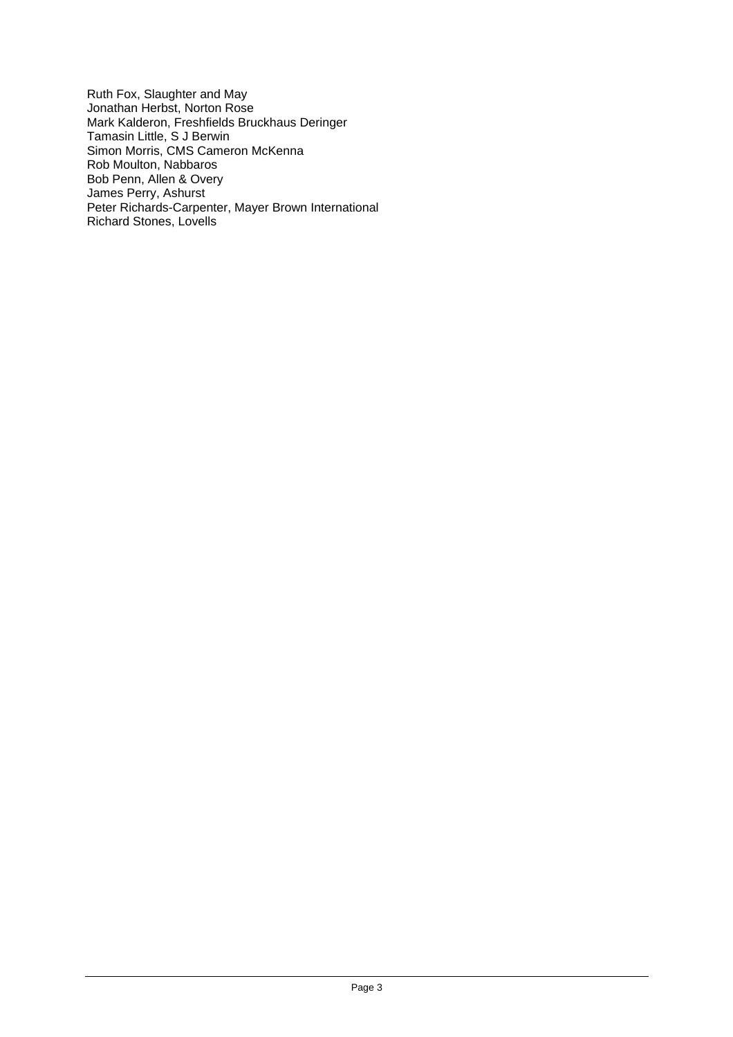Ruth Fox, Slaughter and May
Jonathan Herbst, Norton Rose
Mark Kalderon, Freshfields Bruckhaus Deringer
Tamasin Little, S J Berwin
Simon Morris, CMS Cameron McKenna
Rob Moulton, Nabbaros
Bob Penn, Allen & Overy
James Perry, Ashurst
Peter Richards-Carpenter, Mayer Brown International
Richard Stones, Lovells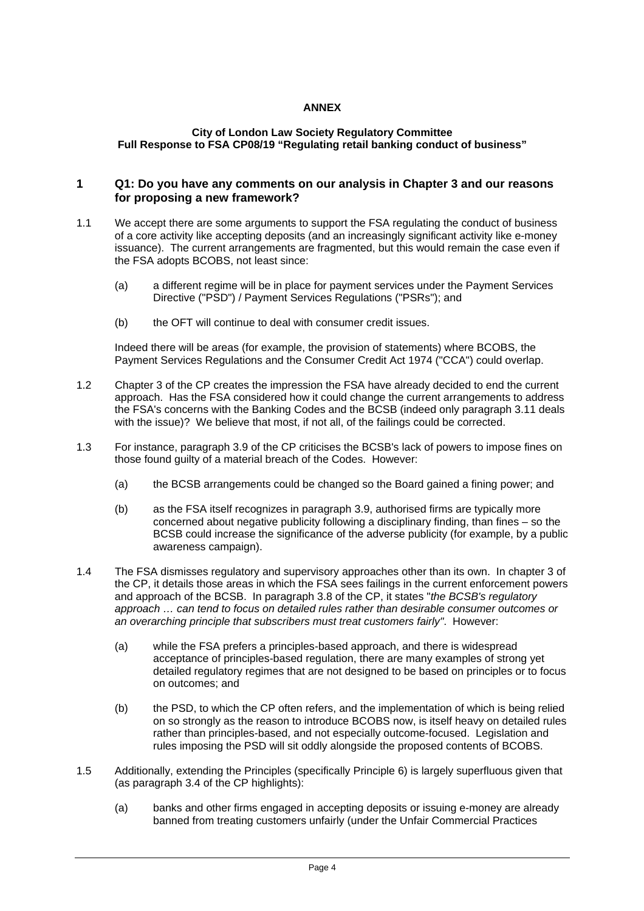**ANNEX**

**City of London Law Society Regulatory Committee**
**Full Response to FSA CP08/19 "Regulating retail banking conduct of business"**

## 1 Q1: Do you have any comments on our analysis in Chapter 3 and our reasons for proposing a new framework?

1.1 We accept there are some arguments to support the FSA regulating the conduct of business of a core activity like accepting deposits (and an increasingly significant activity like e-money issuance). The current arrangements are fragmented, but this would remain the case even if the FSA adopts BCOBS, not least since:

(a) a different regime will be in place for payment services under the Payment Services Directive ("PSD") / Payment Services Regulations ("PSRs"); and

(b) the OFT will continue to deal with consumer credit issues.

Indeed there will be areas (for example, the provision of statements) where BCOBS, the Payment Services Regulations and the Consumer Credit Act 1974 ("CCA") could overlap.

1.2 Chapter 3 of the CP creates the impression the FSA have already decided to end the current approach. Has the FSA considered how it could change the current arrangements to address the FSA's concerns with the Banking Codes and the BCSB (indeed only paragraph 3.11 deals with the issue)? We believe that most, if not all, of the failings could be corrected.

1.3 For instance, paragraph 3.9 of the CP criticises the BCSB's lack of powers to impose fines on those found guilty of a material breach of the Codes. However:

(a) the BCSB arrangements could be changed so the Board gained a fining power; and

(b) as the FSA itself recognizes in paragraph 3.9, authorised firms are typically more concerned about negative publicity following a disciplinary finding, than fines – so the BCSB could increase the significance of the adverse publicity (for example, by a public awareness campaign).

1.4 The FSA dismisses regulatory and supervisory approaches other than its own. In chapter 3 of the CP, it details those areas in which the FSA sees failings in the current enforcement powers and approach of the BCSB. In paragraph 3.8 of the CP, it states "*the BCSB's regulatory approach … can tend to focus on detailed rules rather than desirable consumer outcomes or an overarching principle that subscribers must treat customers fairly*". However:

(a) while the FSA prefers a principles-based approach, and there is widespread acceptance of principles-based regulation, there are many examples of strong yet detailed regulatory regimes that are not designed to be based on principles or to focus on outcomes; and

(b) the PSD, to which the CP often refers, and the implementation of which is being relied on so strongly as the reason to introduce BCOBS now, is itself heavy on detailed rules rather than principles-based, and not especially outcome-focused. Legislation and rules imposing the PSD will sit oddly alongside the proposed contents of BCOBS.

1.5 Additionally, extending the Principles (specifically Principle 6) is largely superfluous given that (as paragraph 3.4 of the CP highlights):

(a) banks and other firms engaged in accepting deposits or issuing e-money are already banned from treating customers unfairly (under the Unfair Commercial Practices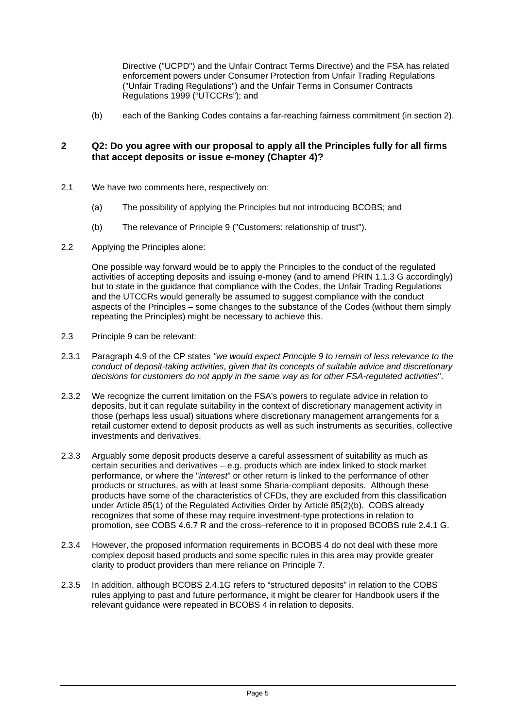Directive ("UCPD") and the Unfair Contract Terms Directive) and the FSA has related enforcement powers under Consumer Protection from Unfair Trading Regulations ("Unfair Trading Regulations") and the Unfair Terms in Consumer Contracts Regulations 1999 ("UTCCRs"); and

(b) each of the Banking Codes contains a far-reaching fairness commitment (in section 2).

## 2 Q2: Do you agree with our proposal to apply all the Principles fully for all firms that accept deposits or issue e-money (Chapter 4)?

2.1 We have two comments here, respectively on:

(a) The possibility of applying the Principles but not introducing BCOBS; and

(b) The relevance of Principle 9 ("Customers: relationship of trust").

2.2 Applying the Principles alone:

One possible way forward would be to apply the Principles to the conduct of the regulated activities of accepting deposits and issuing e-money (and to amend PRIN 1.1.3 G accordingly) but to state in the guidance that compliance with the Codes, the Unfair Trading Regulations and the UTCCRs would generally be assumed to suggest compliance with the conduct aspects of the Principles – some changes to the substance of the Codes (without them simply repeating the Principles) might be necessary to achieve this.

2.3 Principle 9 can be relevant:

2.3.1 Paragraph 4.9 of the CP states *"we would expect Principle 9 to remain of less relevance to the conduct of deposit-taking activities, given that its concepts of suitable advice and discretionary decisions for customers do not apply in the same way as for other FSA-regulated activities*".

2.3.2 We recognize the current limitation on the FSA's powers to regulate advice in relation to deposits, but it can regulate suitability in the context of discretionary management activity in those (perhaps less usual) situations where discretionary management arrangements for a retail customer extend to deposit products as well as such instruments as securities, collective investments and derivatives.

2.3.3 Arguably some deposit products deserve a careful assessment of suitability as much as certain securities and derivatives – e.g. products which are index linked to stock market performance, or where the "*interest*" or other return is linked to the performance of other products or structures, as with at least some Sharia-compliant deposits. Although these products have some of the characteristics of CFDs, they are excluded from this classification under Article 85(1) of the Regulated Activities Order by Article 85(2)(b). COBS already recognizes that some of these may require investment-type protections in relation to promotion, see COBS 4.6.7 R and the cross–reference to it in proposed BCOBS rule 2.4.1 G.

2.3.4 However, the proposed information requirements in BCOBS 4 do not deal with these more complex deposit based products and some specific rules in this area may provide greater clarity to product providers than mere reliance on Principle 7.

2.3.5 In addition, although BCOBS 2.4.1G refers to "structured deposits" in relation to the COBS rules applying to past and future performance, it might be clearer for Handbook users if the relevant guidance were repeated in BCOBS 4 in relation to deposits.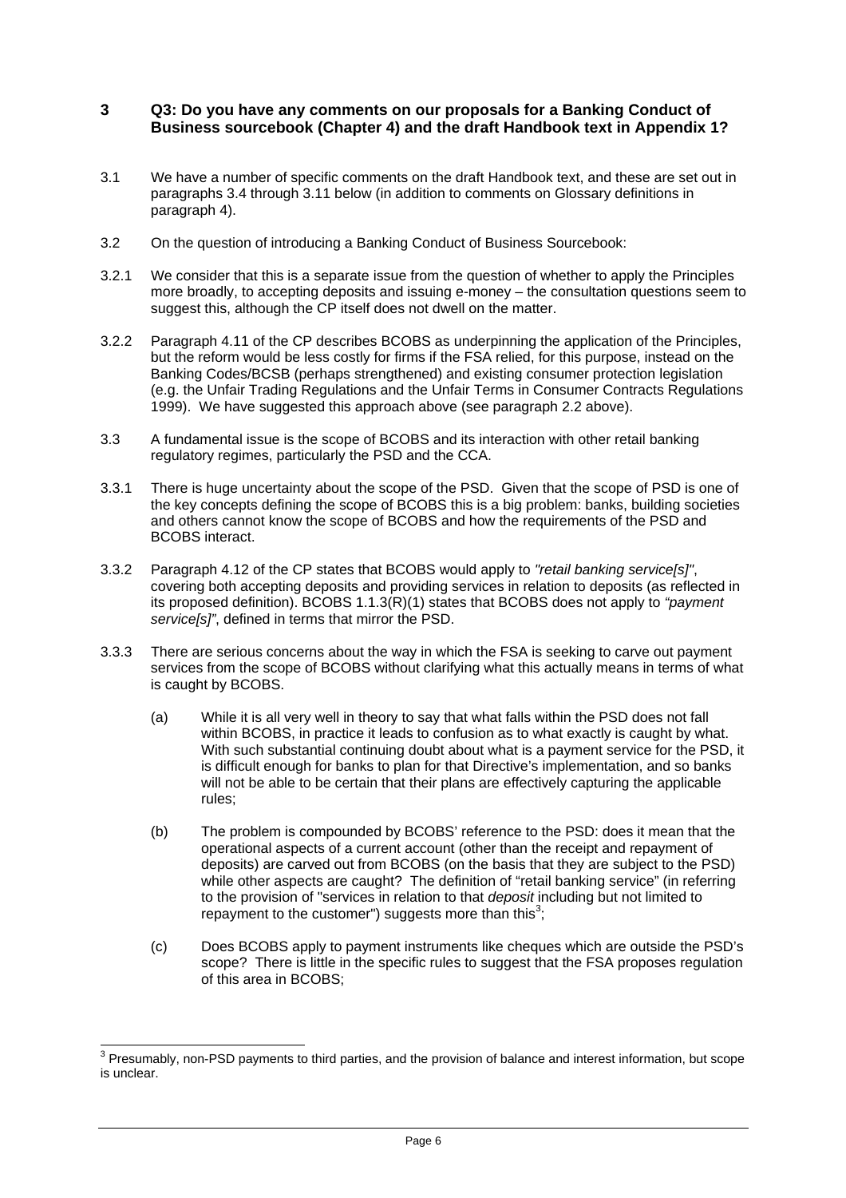## 3 Q3: Do you have any comments on our proposals for a Banking Conduct of Business sourcebook (Chapter 4) and the draft Handbook text in Appendix 1?

3.1 We have a number of specific comments on the draft Handbook text, and these are set out in paragraphs 3.4 through 3.11 below (in addition to comments on Glossary definitions in paragraph 4).

3.2 On the question of introducing a Banking Conduct of Business Sourcebook:

3.2.1 We consider that this is a separate issue from the question of whether to apply the Principles more broadly, to accepting deposits and issuing e-money – the consultation questions seem to suggest this, although the CP itself does not dwell on the matter.

3.2.2 Paragraph 4.11 of the CP describes BCOBS as underpinning the application of the Principles, but the reform would be less costly for firms if the FSA relied, for this purpose, instead on the Banking Codes/BCSB (perhaps strengthened) and existing consumer protection legislation (e.g. the Unfair Trading Regulations and the Unfair Terms in Consumer Contracts Regulations 1999). We have suggested this approach above (see paragraph 2.2 above).

3.3 A fundamental issue is the scope of BCOBS and its interaction with other retail banking regulatory regimes, particularly the PSD and the CCA.

3.3.1 There is huge uncertainty about the scope of the PSD. Given that the scope of PSD is one of the key concepts defining the scope of BCOBS this is a big problem: banks, building societies and others cannot know the scope of BCOBS and how the requirements of the PSD and BCOBS interact.

3.3.2 Paragraph 4.12 of the CP states that BCOBS would apply to *"retail banking service[s]"*, covering both accepting deposits and providing services in relation to deposits (as reflected in its proposed definition). BCOBS 1.1.3(R)(1) states that BCOBS does not apply to *"payment service[s]"*, defined in terms that mirror the PSD.

3.3.3 There are serious concerns about the way in which the FSA is seeking to carve out payment services from the scope of BCOBS without clarifying what this actually means in terms of what is caught by BCOBS.

(a) While it is all very well in theory to say that what falls within the PSD does not fall within BCOBS, in practice it leads to confusion as to what exactly is caught by what. With such substantial continuing doubt about what is a payment service for the PSD, it is difficult enough for banks to plan for that Directive's implementation, and so banks will not be able to be certain that their plans are effectively capturing the applicable rules;

(b) The problem is compounded by BCOBS' reference to the PSD: does it mean that the operational aspects of a current account (other than the receipt and repayment of deposits) are carved out from BCOBS (on the basis that they are subject to the PSD) while other aspects are caught? The definition of "retail banking service" (in referring to the provision of "services in relation to that *deposit* including but not limited to repayment to the customer") suggests more than this[3];

(c) Does BCOBS apply to payment instruments like cheques which are outside the PSD's scope? There is little in the specific rules to suggest that the FSA proposes regulation of this area in BCOBS;

[3] Presumably, non-PSD payments to third parties, and the provision of balance and interest information, but scope is unclear.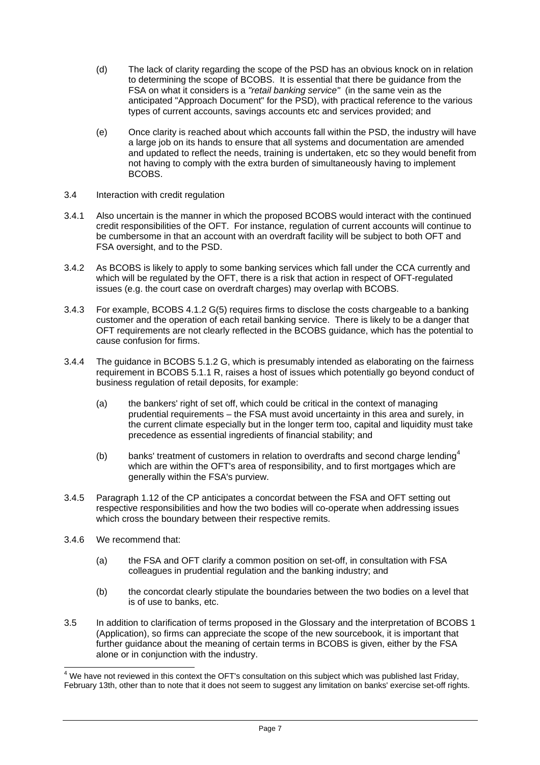(d) The lack of clarity regarding the scope of the PSD has an obvious knock on in relation to determining the scope of BCOBS. It is essential that there be guidance from the FSA on what it considers is a *"retail banking service"* (in the same vein as the anticipated "Approach Document" for the PSD), with practical reference to the various types of current accounts, savings accounts etc and services provided; and

(e) Once clarity is reached about which accounts fall within the PSD, the industry will have a large job on its hands to ensure that all systems and documentation are amended and updated to reflect the needs, training is undertaken, etc so they would benefit from not having to comply with the extra burden of simultaneously having to implement BCOBS.

3.4 Interaction with credit regulation

3.4.1 Also uncertain is the manner in which the proposed BCOBS would interact with the continued credit responsibilities of the OFT. For instance, regulation of current accounts will continue to be cumbersome in that an account with an overdraft facility will be subject to both OFT and FSA oversight, and to the PSD.

3.4.2 As BCOBS is likely to apply to some banking services which fall under the CCA currently and which will be regulated by the OFT, there is a risk that action in respect of OFT-regulated issues (e.g. the court case on overdraft charges) may overlap with BCOBS.

3.4.3 For example, BCOBS 4.1.2 G(5) requires firms to disclose the costs chargeable to a banking customer and the operation of each retail banking service. There is likely to be a danger that OFT requirements are not clearly reflected in the BCOBS guidance, which has the potential to cause confusion for firms.

3.4.4 The guidance in BCOBS 5.1.2 G, which is presumably intended as elaborating on the fairness requirement in BCOBS 5.1.1 R, raises a host of issues which potentially go beyond conduct of business regulation of retail deposits, for example:

(a) the bankers' right of set off, which could be critical in the context of managing prudential requirements – the FSA must avoid uncertainty in this area and surely, in the current climate especially but in the longer term too, capital and liquidity must take precedence as essential ingredients of financial stability; and

(b) banks' treatment of customers in relation to overdrafts and second charge lending[4] which are within the OFT's area of responsibility, and to first mortgages which are generally within the FSA's purview.

3.4.5 Paragraph 1.12 of the CP anticipates a concordat between the FSA and OFT setting out respective responsibilities and how the two bodies will co-operate when addressing issues which cross the boundary between their respective remits.

3.4.6 We recommend that:

(a) the FSA and OFT clarify a common position on set-off, in consultation with FSA colleagues in prudential regulation and the banking industry; and

(b) the concordat clearly stipulate the boundaries between the two bodies on a level that is of use to banks, etc.

3.5 In addition to clarification of terms proposed in the Glossary and the interpretation of BCOBS 1 (Application), so firms can appreciate the scope of the new sourcebook, it is important that further guidance about the meaning of certain terms in BCOBS is given, either by the FSA alone or in conjunction with the industry.

[4] We have not reviewed in this context the OFT's consultation on this subject which was published last Friday, February 13th, other than to note that it does not seem to suggest any limitation on banks' exercise set-off rights.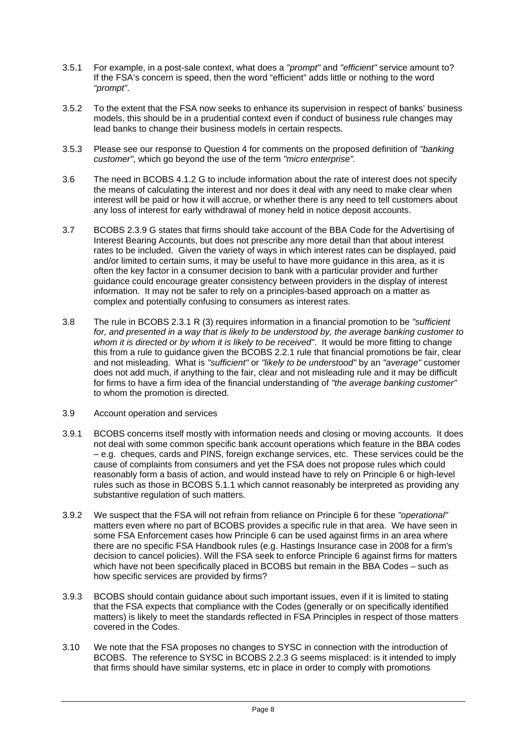3.5.1 For example, in a post-sale context, what does a *"prompt"* and *"efficient"* service amount to? If the FSA's concern is speed, then the word "efficient" adds little or nothing to the word *"prompt"*.

3.5.2 To the extent that the FSA now seeks to enhance its supervision in respect of banks' business models, this should be in a prudential context even if conduct of business rule changes may lead banks to change their business models in certain respects.

3.5.3 Please see our response to Question 4 for comments on the proposed definition of *"banking customer"*, which go beyond the use of the term *"micro enterprise"*.

3.6 The need in BCOBS 4.1.2 G to include information about the rate of interest does not specify the means of calculating the interest and nor does it deal with any need to make clear when interest will be paid or how it will accrue, or whether there is any need to tell customers about any loss of interest for early withdrawal of money held in notice deposit accounts.

3.7 BCOBS 2.3.9 G states that firms should take account of the BBA Code for the Advertising of Interest Bearing Accounts, but does not prescribe any more detail than that about interest rates to be included. Given the variety of ways in which interest rates can be displayed, paid and/or limited to certain sums, it may be useful to have more guidance in this area, as it is often the key factor in a consumer decision to bank with a particular provider and further guidance could encourage greater consistency between providers in the display of interest information. It may not be safer to rely on a principles-based approach on a matter as complex and potentially confusing to consumers as interest rates.

3.8 The rule in BCOBS 2.3.1 R (3) requires information in a financial promotion to be *"sufficient for, and presented in a way that is likely to be understood by, the average banking customer to whom it is directed or by whom it is likely to be received"*. It would be more fitting to change this from a rule to guidance given the BCOBS 2.2.1 rule that financial promotions be fair, clear and not misleading. What is *"sufficient"* or *"likely to be understood"* by an *"average"* customer does not add much, if anything to the fair, clear and not misleading rule and it may be difficult for firms to have a firm idea of the financial understanding of *"the average banking customer"* to whom the promotion is directed.

3.9 Account operation and services

3.9.1 BCOBS concerns itself mostly with information needs and closing or moving accounts. It does not deal with some common specific bank account operations which feature in the BBA codes – e.g. cheques, cards and PINS, foreign exchange services, etc. These services could be the cause of complaints from consumers and yet the FSA does not propose rules which could reasonably form a basis of action, and would instead have to rely on Principle 6 or high-level rules such as those in BCOBS 5.1.1 which cannot reasonably be interpreted as providing any substantive regulation of such matters.

3.9.2 We suspect that the FSA will not refrain from reliance on Principle 6 for these *"operational"* matters even where no part of BCOBS provides a specific rule in that area. We have seen in some FSA Enforcement cases how Principle 6 can be used against firms in an area where there are no specific FSA Handbook rules (e.g. Hastings Insurance case in 2008 for a firm's decision to cancel policies). Will the FSA seek to enforce Principle 6 against firms for matters which have not been specifically placed in BCOBS but remain in the BBA Codes – such as how specific services are provided by firms?

3.9.3 BCOBS should contain guidance about such important issues, even if it is limited to stating that the FSA expects that compliance with the Codes (generally or on specifically identified matters) is likely to meet the standards reflected in FSA Principles in respect of those matters covered in the Codes.

3.10 We note that the FSA proposes no changes to SYSC in connection with the introduction of BCOBS. The reference to SYSC in BCOBS 2.2.3 G seems misplaced: is it intended to imply that firms should have similar systems, etc in place in order to comply with promotions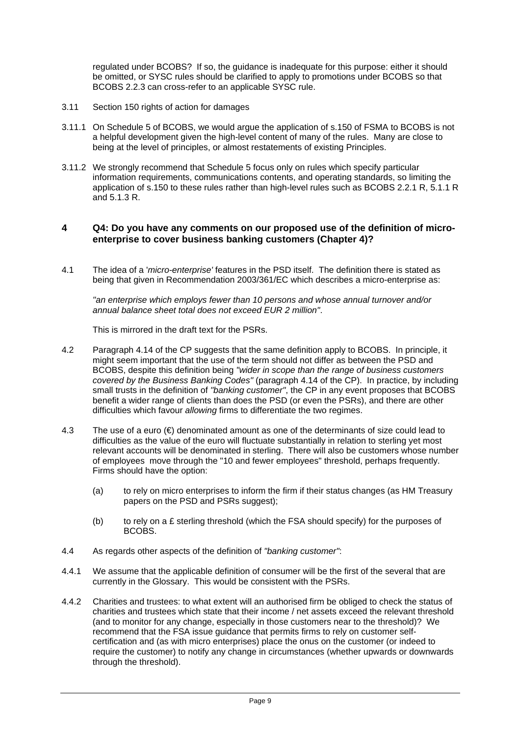regulated under BCOBS? If so, the guidance is inadequate for this purpose: either it should be omitted, or SYSC rules should be clarified to apply to promotions under BCOBS so that BCOBS 2.2.3 can cross-refer to an applicable SYSC rule.

3.11 Section 150 rights of action for damages

3.11.1 On Schedule 5 of BCOBS, we would argue the application of s.150 of FSMA to BCOBS is not a helpful development given the high-level content of many of the rules. Many are close to being at the level of principles, or almost restatements of existing Principles.

3.11.2 We strongly recommend that Schedule 5 focus only on rules which specify particular information requirements, communications contents, and operating standards, so limiting the application of s.150 to these rules rather than high-level rules such as BCOBS 2.2.1 R, 5.1.1 R and 5.1.3 R.

## 4 Q4: Do you have any comments on our proposed use of the definition of micro-enterprise to cover business banking customers (Chapter 4)?

4.1 The idea of a '*micro-enterprise'* features in the PSD itself. The definition there is stated as being that given in Recommendation 2003/361/EC which describes a micro-enterprise as:

*"an enterprise which employs fewer than 10 persons and whose annual turnover and/or annual balance sheet total does not exceed EUR 2 million"*.

This is mirrored in the draft text for the PSRs.

4.2 Paragraph 4.14 of the CP suggests that the same definition apply to BCOBS. In principle, it might seem important that the use of the term should not differ as between the PSD and BCOBS, despite this definition being *"wider in scope than the range of business customers covered by the Business Banking Codes"* (paragraph 4.14 of the CP). In practice, by including small trusts in the definition of *"banking customer"*, the CP in any event proposes that BCOBS benefit a wider range of clients than does the PSD (or even the PSRs), and there are other difficulties which favour *allowing* firms to differentiate the two regimes.

4.3 The use of a euro (€) denominated amount as one of the determinants of size could lead to difficulties as the value of the euro will fluctuate substantially in relation to sterling yet most relevant accounts will be denominated in sterling. There will also be customers whose number of employees move through the "10 and fewer employees" threshold, perhaps frequently. Firms should have the option:

(a) to rely on micro enterprises to inform the firm if their status changes (as HM Treasury papers on the PSD and PSRs suggest);

(b) to rely on a £ sterling threshold (which the FSA should specify) for the purposes of BCOBS.

4.4 As regards other aspects of the definition of *"banking customer"*:

4.4.1 We assume that the applicable definition of consumer will be the first of the several that are currently in the Glossary. This would be consistent with the PSRs.

4.4.2 Charities and trustees: to what extent will an authorised firm be obliged to check the status of charities and trustees which state that their income / net assets exceed the relevant threshold (and to monitor for any change, especially in those customers near to the threshold)? We recommend that the FSA issue guidance that permits firms to rely on customer self-certification and (as with micro enterprises) place the onus on the customer (or indeed to require the customer) to notify any change in circumstances (whether upwards or downwards through the threshold).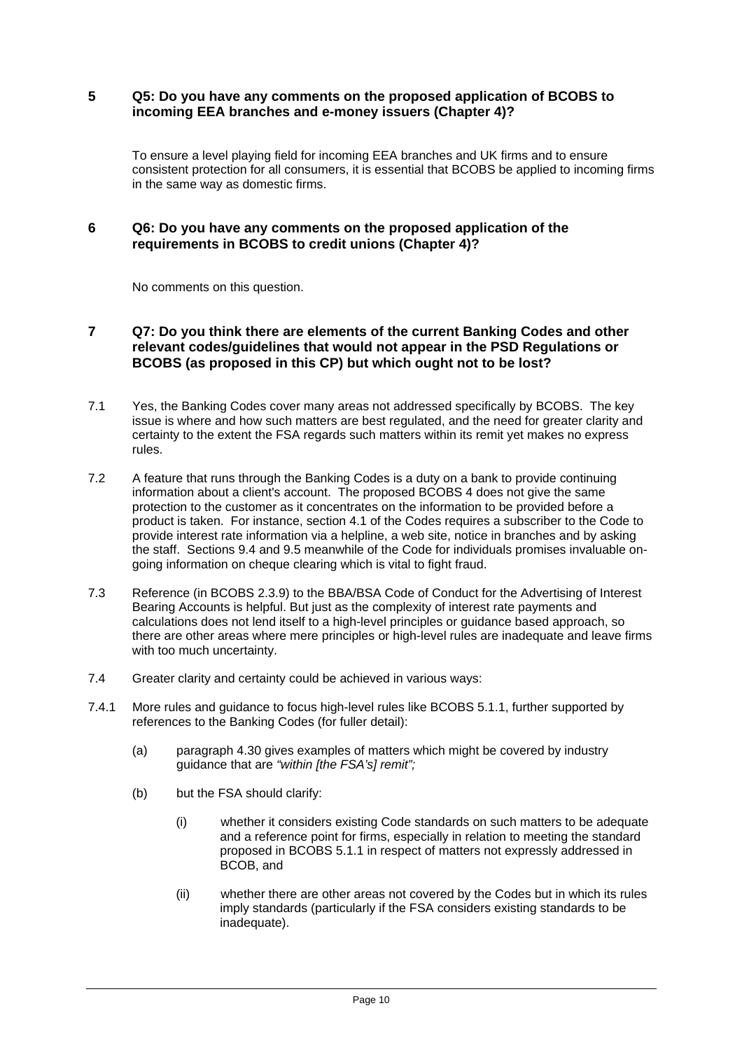## 5 Q5: Do you have any comments on the proposed application of BCOBS to incoming EEA branches and e-money issuers (Chapter 4)?

To ensure a level playing field for incoming EEA branches and UK firms and to ensure consistent protection for all consumers, it is essential that BCOBS be applied to incoming firms in the same way as domestic firms.

## 6 Q6: Do you have any comments on the proposed application of the requirements in BCOBS to credit unions (Chapter 4)?

No comments on this question.

## 7 Q7: Do you think there are elements of the current Banking Codes and other relevant codes/guidelines that would not appear in the PSD Regulations or BCOBS (as proposed in this CP) but which ought not to be lost?

7.1 Yes, the Banking Codes cover many areas not addressed specifically by BCOBS. The key issue is where and how such matters are best regulated, and the need for greater clarity and certainty to the extent the FSA regards such matters within its remit yet makes no express rules.

7.2 A feature that runs through the Banking Codes is a duty on a bank to provide continuing information about a client's account. The proposed BCOBS 4 does not give the same protection to the customer as it concentrates on the information to be provided before a product is taken. For instance, section 4.1 of the Codes requires a subscriber to the Code to provide interest rate information via a helpline, a web site, notice in branches and by asking the staff. Sections 9.4 and 9.5 meanwhile of the Code for individuals promises invaluable on-going information on cheque clearing which is vital to fight fraud.

7.3 Reference (in BCOBS 2.3.9) to the BBA/BSA Code of Conduct for the Advertising of Interest Bearing Accounts is helpful. But just as the complexity of interest rate payments and calculations does not lend itself to a high-level principles or guidance based approach, so there are other areas where mere principles or high-level rules are inadequate and leave firms with too much uncertainty.

7.4 Greater clarity and certainty could be achieved in various ways:

7.4.1 More rules and guidance to focus high-level rules like BCOBS 5.1.1, further supported by references to the Banking Codes (for fuller detail):

(a) paragraph 4.30 gives examples of matters which might be covered by industry guidance that are *"within [the FSA's] remit";*

(b) but the FSA should clarify:

(i) whether it considers existing Code standards on such matters to be adequate and a reference point for firms, especially in relation to meeting the standard proposed in BCOBS 5.1.1 in respect of matters not expressly addressed in BCOB, and

(ii) whether there are other areas not covered by the Codes but in which its rules imply standards (particularly if the FSA considers existing standards to be inadequate).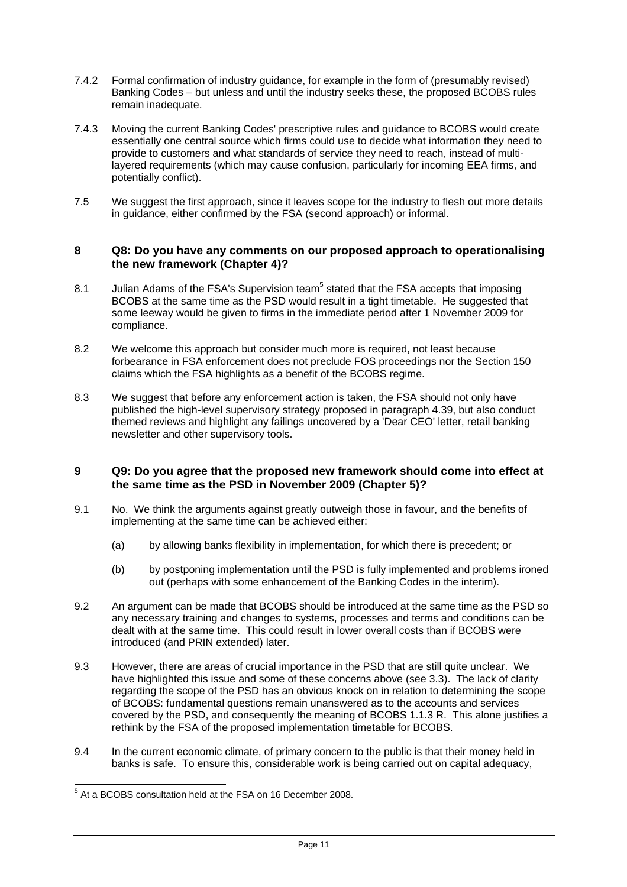7.4.2 Formal confirmation of industry guidance, for example in the form of (presumably revised) Banking Codes – but unless and until the industry seeks these, the proposed BCOBS rules remain inadequate.

7.4.3 Moving the current Banking Codes' prescriptive rules and guidance to BCOBS would create essentially one central source which firms could use to decide what information they need to provide to customers and what standards of service they need to reach, instead of multi-layered requirements (which may cause confusion, particularly for incoming EEA firms, and potentially conflict).

7.5 We suggest the first approach, since it leaves scope for the industry to flesh out more details in guidance, either confirmed by the FSA (second approach) or informal.

## 8 Q8: Do you have any comments on our proposed approach to operationalising the new framework (Chapter 4)?

8.1 Julian Adams of the FSA's Supervision team[5] stated that the FSA accepts that imposing BCOBS at the same time as the PSD would result in a tight timetable. He suggested that some leeway would be given to firms in the immediate period after 1 November 2009 for compliance.

8.2 We welcome this approach but consider much more is required, not least because forbearance in FSA enforcement does not preclude FOS proceedings nor the Section 150 claims which the FSA highlights as a benefit of the BCOBS regime.

8.3 We suggest that before any enforcement action is taken, the FSA should not only have published the high-level supervisory strategy proposed in paragraph 4.39, but also conduct themed reviews and highlight any failings uncovered by a 'Dear CEO' letter, retail banking newsletter and other supervisory tools.

## 9 Q9: Do you agree that the proposed new framework should come into effect at the same time as the PSD in November 2009 (Chapter 5)?

9.1 No. We think the arguments against greatly outweigh those in favour, and the benefits of implementing at the same time can be achieved either:

(a) by allowing banks flexibility in implementation, for which there is precedent; or

(b) by postponing implementation until the PSD is fully implemented and problems ironed out (perhaps with some enhancement of the Banking Codes in the interim).

9.2 An argument can be made that BCOBS should be introduced at the same time as the PSD so any necessary training and changes to systems, processes and terms and conditions can be dealt with at the same time. This could result in lower overall costs than if BCOBS were introduced (and PRIN extended) later.

9.3 However, there are areas of crucial importance in the PSD that are still quite unclear. We have highlighted this issue and some of these concerns above (see 3.3). The lack of clarity regarding the scope of the PSD has an obvious knock on in relation to determining the scope of BCOBS: fundamental questions remain unanswered as to the accounts and services covered by the PSD, and consequently the meaning of BCOBS 1.1.3 R. This alone justifies a rethink by the FSA of the proposed implementation timetable for BCOBS.

9.4 In the current economic climate, of primary concern to the public is that their money held in banks is safe. To ensure this, considerable work is being carried out on capital adequacy,

[5] At a BCOBS consultation held at the FSA on 16 December 2008.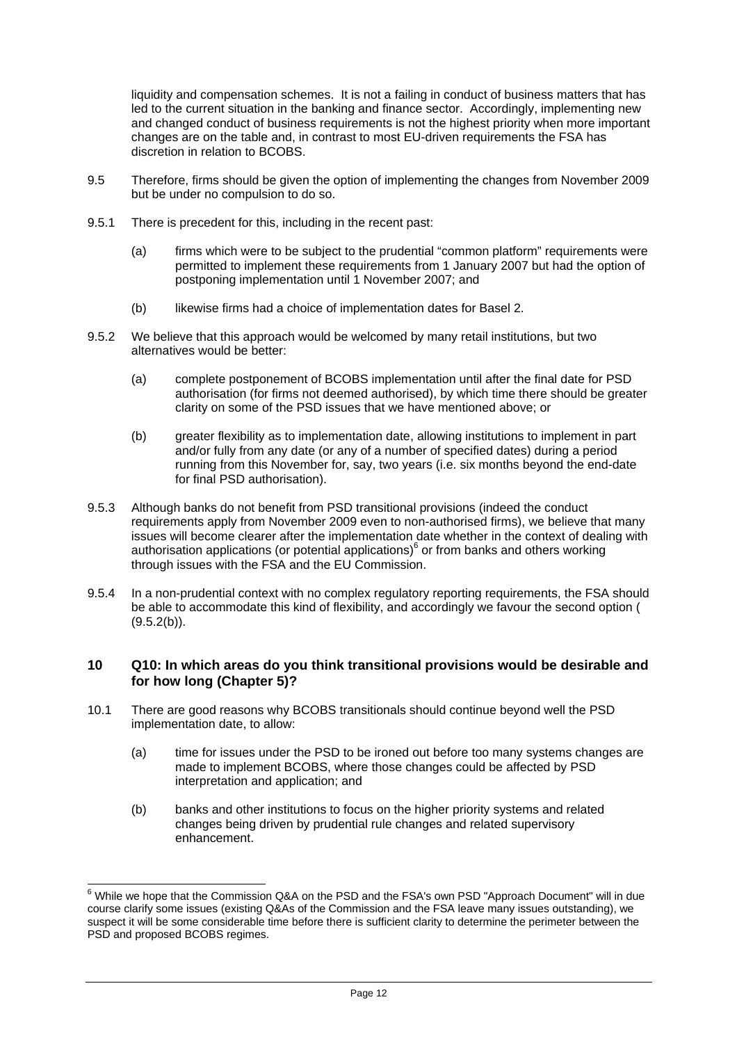liquidity and compensation schemes. It is not a failing in conduct of business matters that has led to the current situation in the banking and finance sector. Accordingly, implementing new and changed conduct of business requirements is not the highest priority when more important changes are on the table and, in contrast to most EU-driven requirements the FSA has discretion in relation to BCOBS.

9.5 Therefore, firms should be given the option of implementing the changes from November 2009 but be under no compulsion to do so.

9.5.1 There is precedent for this, including in the recent past:

(a) firms which were to be subject to the prudential "common platform" requirements were permitted to implement these requirements from 1 January 2007 but had the option of postponing implementation until 1 November 2007; and

(b) likewise firms had a choice of implementation dates for Basel 2.

9.5.2 We believe that this approach would be welcomed by many retail institutions, but two alternatives would be better:

(a) complete postponement of BCOBS implementation until after the final date for PSD authorisation (for firms not deemed authorised), by which time there should be greater clarity on some of the PSD issues that we have mentioned above; or

(b) greater flexibility as to implementation date, allowing institutions to implement in part and/or fully from any date (or any of a number of specified dates) during a period running from this November for, say, two years (i.e. six months beyond the end-date for final PSD authorisation).

9.5.3 Although banks do not benefit from PSD transitional provisions (indeed the conduct requirements apply from November 2009 even to non-authorised firms), we believe that many issues will become clearer after the implementation date whether in the context of dealing with authorisation applications (or potential applications)[6] or from banks and others working through issues with the FSA and the EU Commission.

9.5.4 In a non-prudential context with no complex regulatory reporting requirements, the FSA should be able to accommodate this kind of flexibility, and accordingly we favour the second option ( (9.5.2(b)).

## 10 Q10: In which areas do you think transitional provisions would be desirable and for how long (Chapter 5)?

10.1 There are good reasons why BCOBS transitionals should continue beyond well the PSD implementation date, to allow:

(a) time for issues under the PSD to be ironed out before too many systems changes are made to implement BCOBS, where those changes could be affected by PSD interpretation and application; and

(b) banks and other institutions to focus on the higher priority systems and related changes being driven by prudential rule changes and related supervisory enhancement.

[6] While we hope that the Commission Q&A on the PSD and the FSA's own PSD "Approach Document" will in due course clarify some issues (existing Q&As of the Commission and the FSA leave many issues outstanding), we suspect it will be some considerable time before there is sufficient clarity to determine the perimeter between the PSD and proposed BCOBS regimes.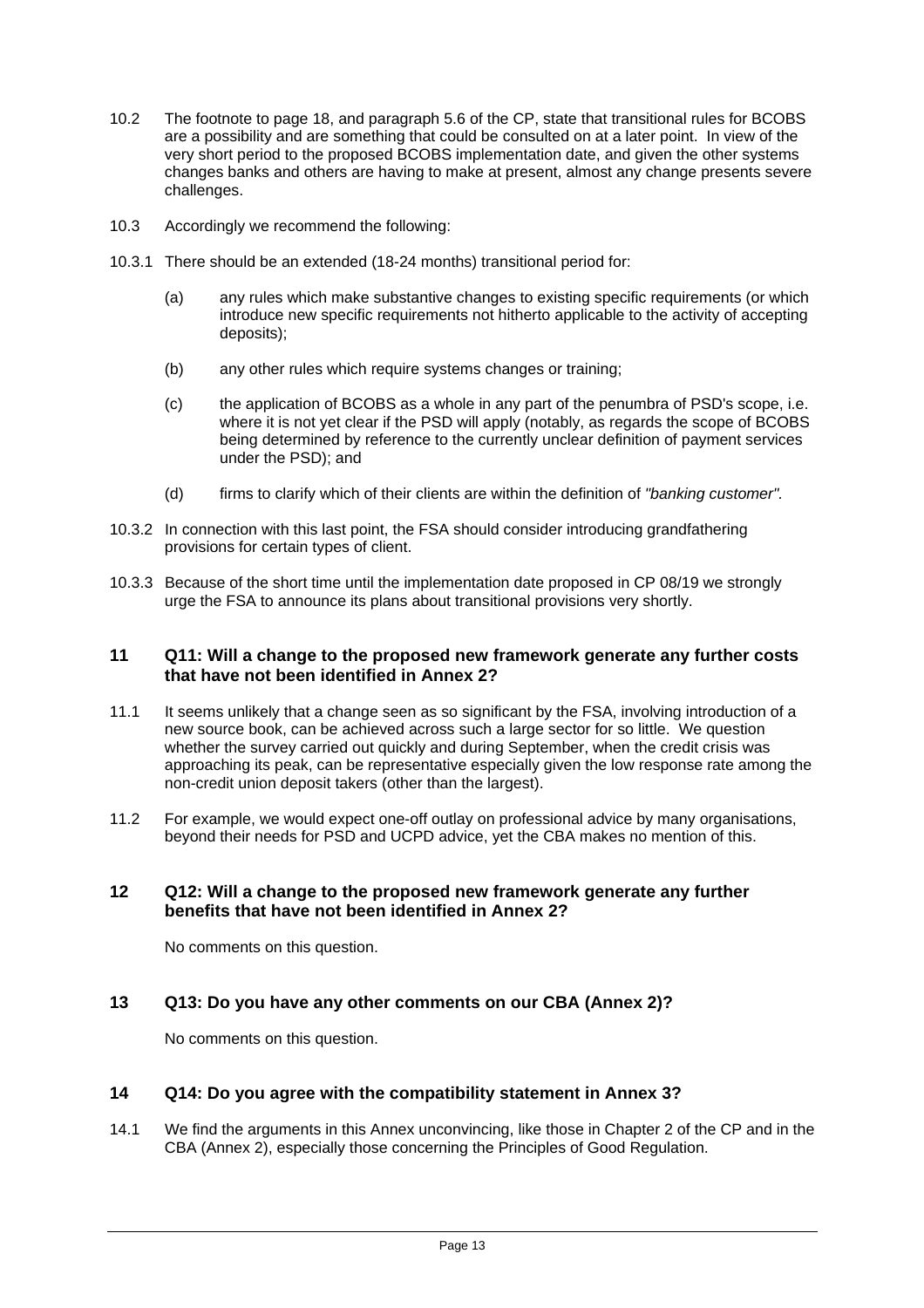10.2 The footnote to page 18, and paragraph 5.6 of the CP, state that transitional rules for BCOBS are a possibility and are something that could be consulted on at a later point. In view of the very short period to the proposed BCOBS implementation date, and given the other systems changes banks and others are having to make at present, almost any change presents severe challenges.

10.3 Accordingly we recommend the following:

10.3.1 There should be an extended (18-24 months) transitional period for:

(a) any rules which make substantive changes to existing specific requirements (or which introduce new specific requirements not hitherto applicable to the activity of accepting deposits);

(b) any other rules which require systems changes or training;

(c) the application of BCOBS as a whole in any part of the penumbra of PSD's scope, i.e. where it is not yet clear if the PSD will apply (notably, as regards the scope of BCOBS being determined by reference to the currently unclear definition of payment services under the PSD); and

(d) firms to clarify which of their clients are within the definition of *"banking customer".*

10.3.2 In connection with this last point, the FSA should consider introducing grandfathering provisions for certain types of client.

10.3.3 Because of the short time until the implementation date proposed in CP 08/19 we strongly urge the FSA to announce its plans about transitional provisions very shortly.

## 11 Q11: Will a change to the proposed new framework generate any further costs that have not been identified in Annex 2?

11.1 It seems unlikely that a change seen as so significant by the FSA, involving introduction of a new source book, can be achieved across such a large sector for so little. We question whether the survey carried out quickly and during September, when the credit crisis was approaching its peak, can be representative especially given the low response rate among the non-credit union deposit takers (other than the largest).

11.2 For example, we would expect one-off outlay on professional advice by many organisations, beyond their needs for PSD and UCPD advice, yet the CBA makes no mention of this.

## 12 Q12: Will a change to the proposed new framework generate any further benefits that have not been identified in Annex 2?

No comments on this question.

## 13 Q13: Do you have any other comments on our CBA (Annex 2)?

No comments on this question.

## 14 Q14: Do you agree with the compatibility statement in Annex 3?

14.1 We find the arguments in this Annex unconvincing, like those in Chapter 2 of the CP and in the CBA (Annex 2), especially those concerning the Principles of Good Regulation.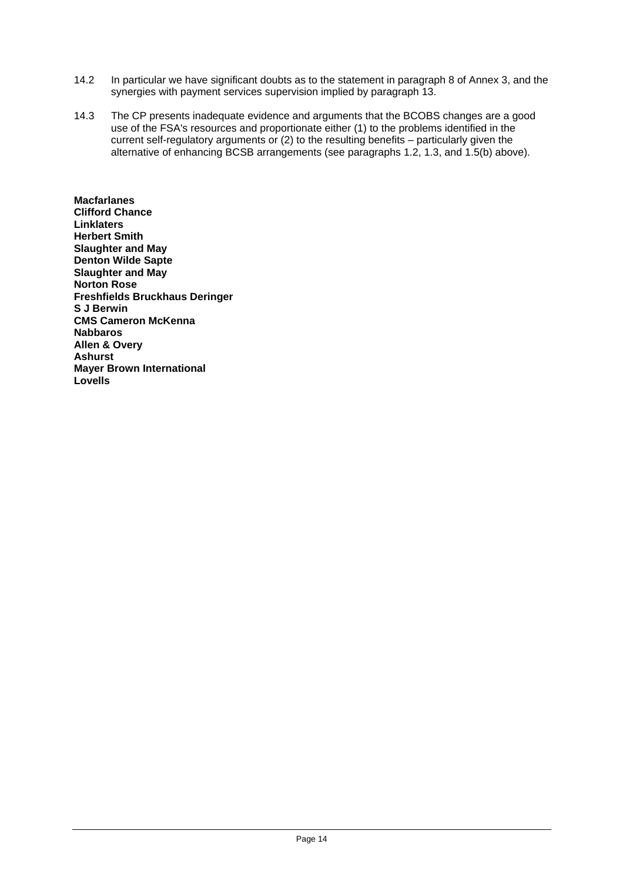14.2 In particular we have significant doubts as to the statement in paragraph 8 of Annex 3, and the synergies with payment services supervision implied by paragraph 13.

14.3 The CP presents inadequate evidence and arguments that the BCOBS changes are a good use of the FSA's resources and proportionate either (1) to the problems identified in the current self-regulatory arguments or (2) to the resulting benefits – particularly given the alternative of enhancing BCSB arrangements (see paragraphs 1.2, 1.3, and 1.5(b) above).

**Macfarlanes**
**Clifford Chance**
**Linklaters**
**Herbert Smith**
**Slaughter and May**
**Denton Wilde Sapte**
**Slaughter and May**
**Norton Rose**
**Freshfields Bruckhaus Deringer**
**S J Berwin**
**CMS Cameron McKenna**
**Nabbaros**
**Allen & Overy**
**Ashurst**
**Mayer Brown International**
**Lovells**